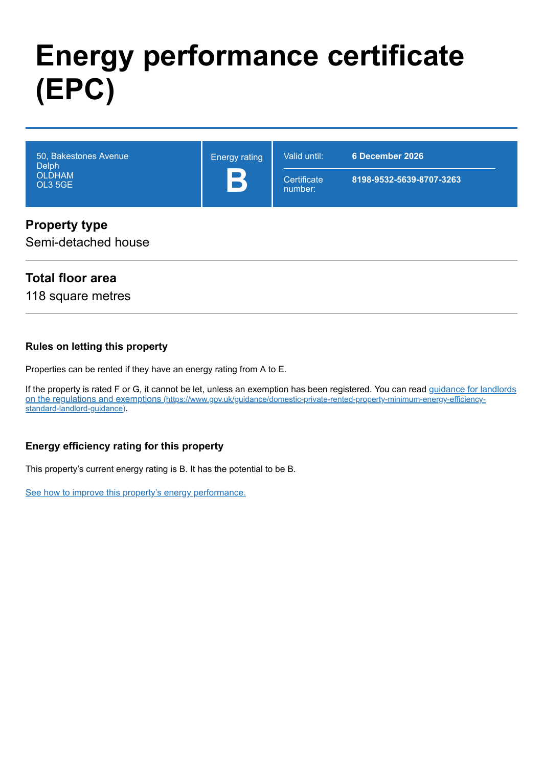# Energy performance certificate (EPC)

| 50, Bakestones Avenue<br>Delph<br>OLDHAM<br>OL3 5GE | Energy rating<br>**B** | Valid until: | **6 December 2026** |
|---|---|---|---|
| | | Certificate number: | **8198-9532-5639-8707-3263** |

## Property type

Semi-detached house

## Total floor area

118 square metres

### Rules on letting this property

Properties can be rented if they have an energy rating from A to E.

If the property is rated F or G, it cannot be let, unless an exemption has been registered. You can read [guidance for landlords on the regulations and exemptions (https://www.gov.uk/guidance/domestic-private-rented-property-minimum-energy-efficiency-standard-landlord-guidance)](https://www.gov.uk/guidance/domestic-private-rented-property-minimum-energy-efficiency-standard-landlord-guidance).

### Energy efficiency rating for this property

This property's current energy rating is B. It has the potential to be B.

See how to improve this property's energy performance.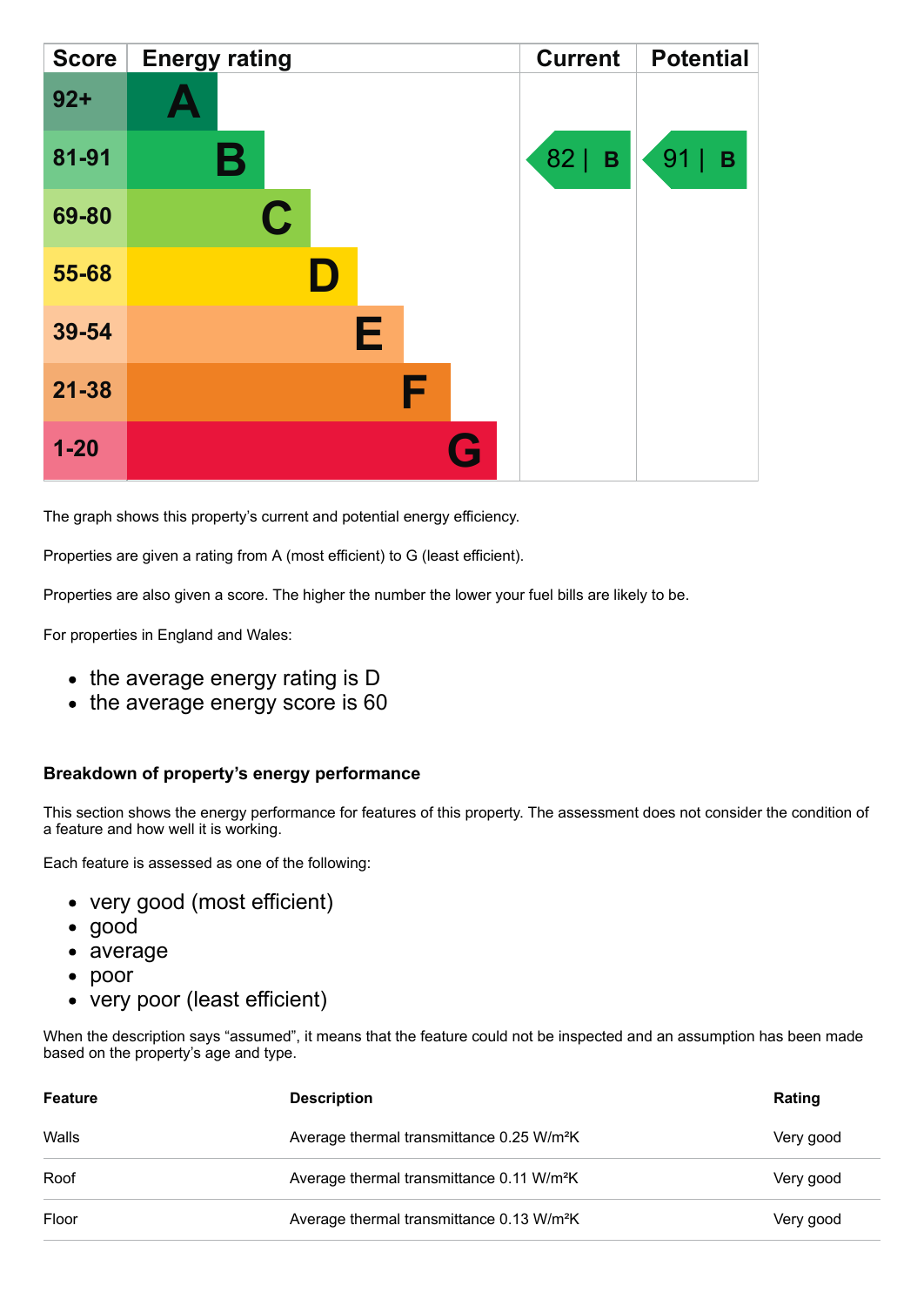| Score | Energy rating | Current | Potential |
|---|---|---|---|
| 92+ | A | | |
| 81-91 | B | 82 \| B | 91 \| B |
| 69-80 | C | | |
| 55-68 | D | | |
| 39-54 | E | | |
| 21-38 | F | | |
| 1-20 | G | | |

The graph shows this property's current and potential energy efficiency.

Properties are given a rating from A (most efficient) to G (least efficient).

Properties are also given a score. The higher the number the lower your fuel bills are likely to be.

For properties in England and Wales:

- the average energy rating is D
- the average energy score is 60

### Breakdown of property's energy performance

This section shows the energy performance for features of this property. The assessment does not consider the condition of a feature and how well it is working.

Each feature is assessed as one of the following:

- very good (most efficient)
- good
- average
- poor
- very poor (least efficient)

When the description says "assumed", it means that the feature could not be inspected and an assumption has been made based on the property's age and type.

| Feature | Description | Rating |
|---|---|---|
| Walls | Average thermal transmittance 0.25 W/m²K | Very good |
| Roof | Average thermal transmittance 0.11 W/m²K | Very good |
| Floor | Average thermal transmittance 0.13 W/m²K | Very good |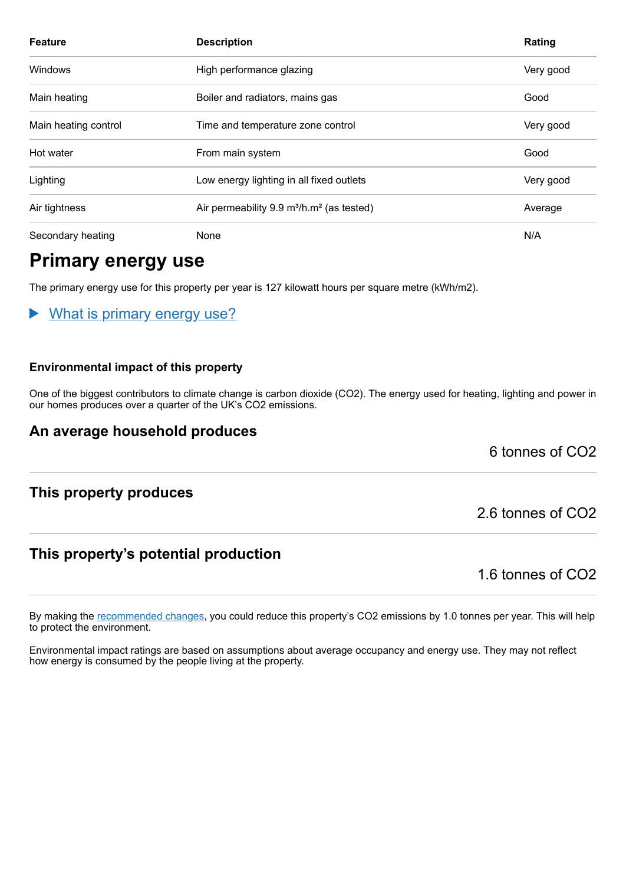| Feature | Description | Rating |
| --- | --- | --- |
| Windows | High performance glazing | Very good |
| Main heating | Boiler and radiators, mains gas | Good |
| Main heating control | Time and temperature zone control | Very good |
| Hot water | From main system | Good |
| Lighting | Low energy lighting in all fixed outlets | Very good |
| Air tightness | Air permeability 9.9 m³/h.m² (as tested) | Average |
| Secondary heating | None | N/A |

## Primary energy use

The primary energy use for this property per year is 127 kilowatt hours per square metre (kWh/m2).

▶ What is primary energy use?

#### Environmental impact of this property

One of the biggest contributors to climate change is carbon dioxide ($CO_2$). The energy used for heating, lighting and power in our homes produces over a quarter of the UK's $CO_2$ emissions.

### An average household produces

6 tonnes of $CO_2$

### This property produces

2.6 tonnes of $CO_2$

### This property's potential production

1.6 tonnes of $CO_2$

By making the recommended changes, you could reduce this property's $CO_2$ emissions by 1.0 tonnes per year. This will help to protect the environment.

Environmental impact ratings are based on assumptions about average occupancy and energy use. They may not reflect how energy is consumed by the people living at the property.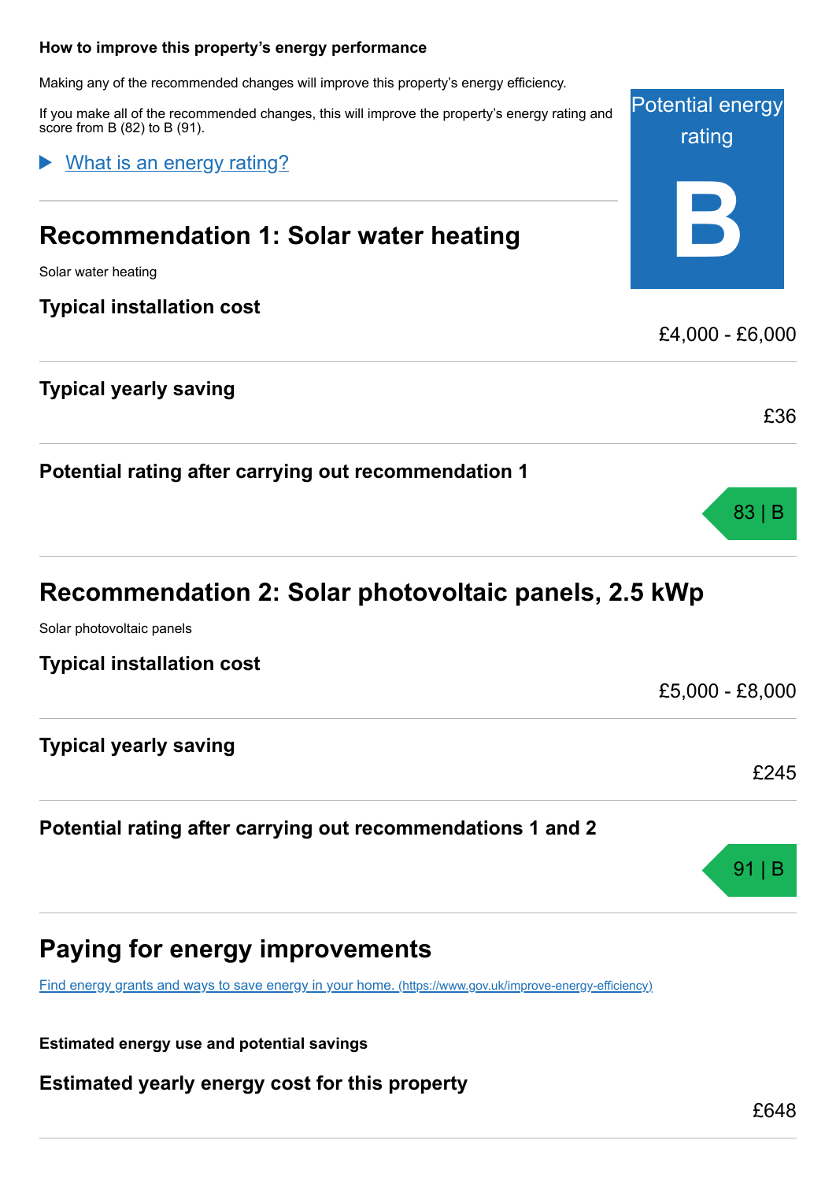### How to improve this property's energy performance

Making any of the recommended changes will improve this property's energy efficiency.

If you make all of the recommended changes, this will improve the property's energy rating and score from B (82) to B (91).

Potential energy rating

**B**

▶ [What is an energy rating?]

## Recommendation 1: Solar water heating

Solar water heating

### Typical installation cost

£4,000 - £6,000

### Typical yearly saving

£36

### Potential rating after carrying out recommendation 1

83 | B

## Recommendation 2: Solar photovoltaic panels, 2.5 kWp

Solar photovoltaic panels

### Typical installation cost

£5,000 - £8,000

### Typical yearly saving

£245

### Potential rating after carrying out recommendations 1 and 2

91 | B

## Paying for energy improvements

[Find energy grants and ways to save energy in your home. (https://www.gov.uk/improve-energy-efficiency)]

**Estimated energy use and potential savings**

### Estimated yearly energy cost for this property

£648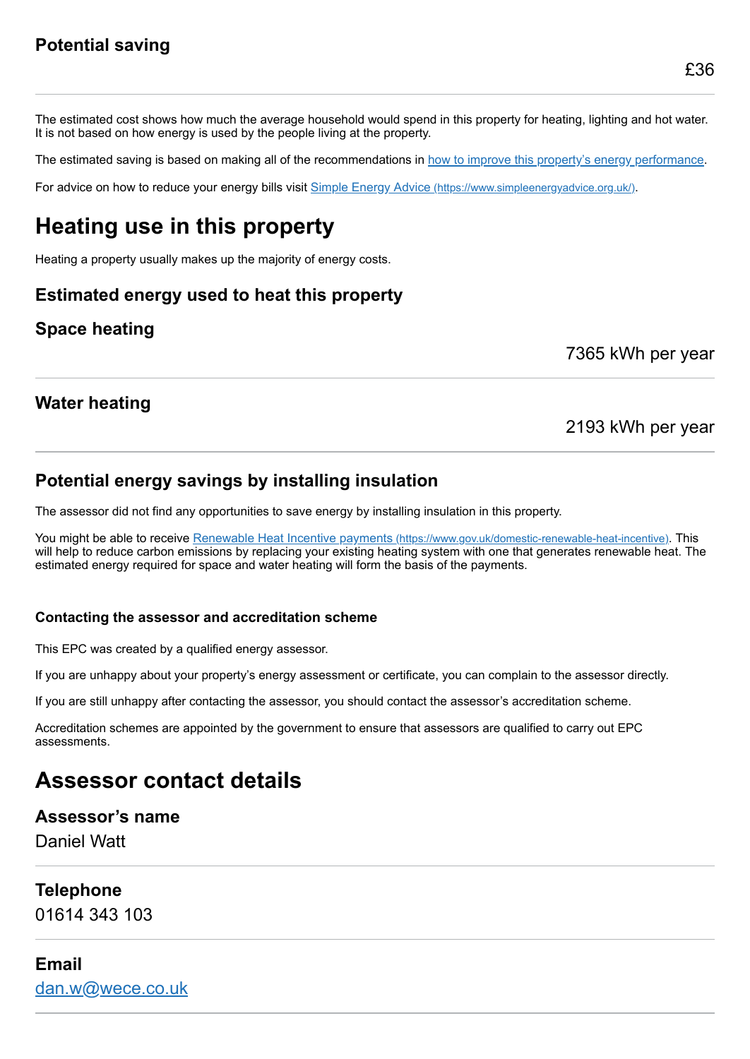### Potential saving

£36

The estimated cost shows how much the average household would spend in this property for heating, lighting and hot water. It is not based on how energy is used by the people living at the property.

The estimated saving is based on making all of the recommendations in [how to improve this property's energy performance](#).

For advice on how to reduce your energy bills visit [Simple Energy Advice (https://www.simpleenergyadvice.org.uk/)](https://www.simpleenergyadvice.org.uk/).

## Heating use in this property

Heating a property usually makes up the majority of energy costs.

### Estimated energy used to heat this property

### Space heating

7365 kWh per year

### Water heating

2193 kWh per year

### Potential energy savings by installing insulation

The assessor did not find any opportunities to save energy by installing insulation in this property.

You might be able to receive [Renewable Heat Incentive payments (https://www.gov.uk/domestic-renewable-heat-incentive)](https://www.gov.uk/domestic-renewable-heat-incentive). This will help to reduce carbon emissions by replacing your existing heating system with one that generates renewable heat. The estimated energy required for space and water heating will form the basis of the payments.

#### Contacting the assessor and accreditation scheme

This EPC was created by a qualified energy assessor.

If you are unhappy about your property's energy assessment or certificate, you can complain to the assessor directly.

If you are still unhappy after contacting the assessor, you should contact the assessor's accreditation scheme.

Accreditation schemes are appointed by the government to ensure that assessors are qualified to carry out EPC assessments.

## Assessor contact details

### Assessor's name

Daniel Watt

### Telephone

01614 343 103

### Email

[dan.w@wece.co.uk](mailto:dan.w@wece.co.uk)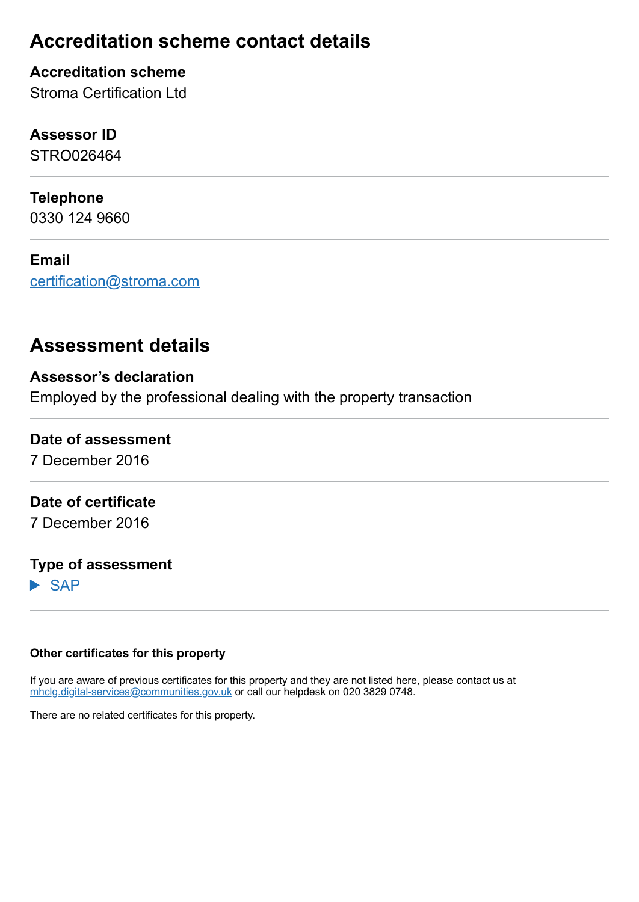## Accreditation scheme contact details

**Accreditation scheme**

Stroma Certification Ltd

**Assessor ID**

STRO026464

**Telephone**

0330 124 9660

**Email**

certification@stroma.com

## Assessment details

**Assessor's declaration**

Employed by the professional dealing with the property transaction

**Date of assessment**

7 December 2016

**Date of certificate**

7 December 2016

**Type of assessment**

▶ SAP

**Other certificates for this property**

If you are aware of previous certificates for this property and they are not listed here, please contact us at mhclg.digital-services@communities.gov.uk or call our helpdesk on 020 3829 0748.

There are no related certificates for this property.